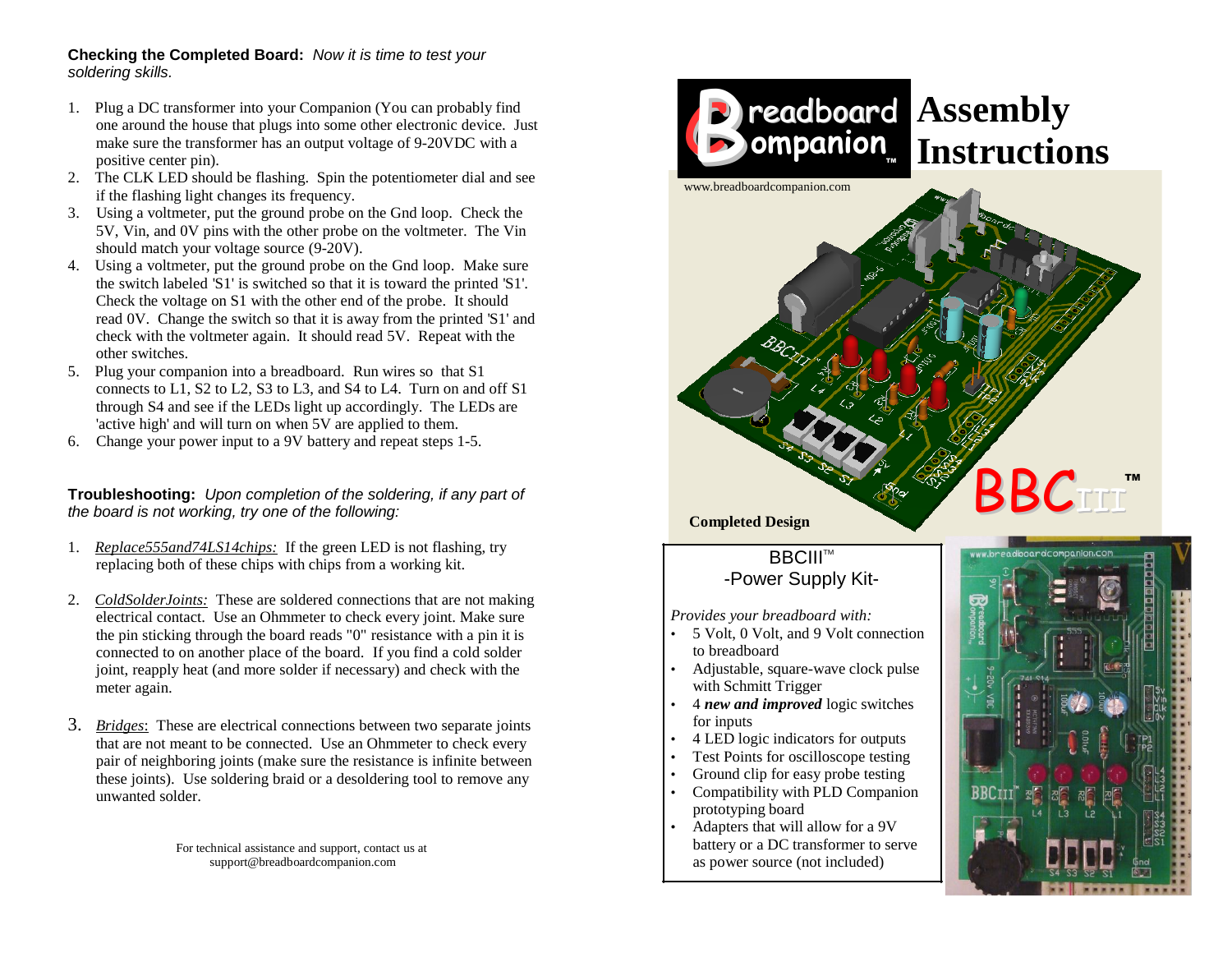**Checking the Completed Board:** *Now it is time to test your soldering skills.*

1. Plug a DC transformer into your Companion (You can probably find one around the house that plugs into some other electronic device. Just make sure the transformer has an output voltage of 9-20VDC with a positive center pin).
2. The CLK LED should be flashing. Spin the potentiometer dial and see if the flashing light changes its frequency.
3. Using a voltmeter, put the ground probe on the Gnd loop. Check the 5V, Vin, and 0V pins with the other probe on the voltmeter. The Vin should match your voltage source (9-20V).
4. Using a voltmeter, put the ground probe on the Gnd loop. Make sure the switch labeled 'S1' is switched so that it is toward the printed 'S1'. Check the voltage on S1 with the other end of the probe. It should read 0V. Change the switch so that it is away from the printed 'S1' and check with the voltmeter again. It should read 5V. Repeat with the other switches.
5. Plug your companion into a breadboard. Run wires so that S1 connects to L1, S2 to L2, S3 to L3, and S4 to L4. Turn on and off S1 through S4 and see if the LEDs light up accordingly. The LEDs are 'active high' and will turn on when 5V are applied to them.
6. Change your power input to a 9V battery and repeat steps 1-5.

**Troubleshooting:** *Upon completion of the soldering, if any part of the board is not working, try one of the following:*

1. *Replace555and74LS14chips:* If the green LED is not flashing, try replacing both of these chips with chips from a working kit.
2. *ColdSolderJoints:* These are soldered connections that are not making electrical contact. Use an Ohmmeter to check every joint. Make sure the pin sticking through the board reads "0" resistance with a pin it is connected to on another place of the board. If you find a cold solder joint, reapply heat (and more solder if necessary) and check with the meter again.
3. *Bridges*: These are electrical connections between two separate joints that are not meant to be connected. Use an Ohmmeter to check every pair of neighboring joints (make sure the resistance is infinite between these joints). Use soldering braid or a desoldering tool to remove any unwanted solder.

For technical assistance and support, contact us at support@breadboardcompanion.com

# Breadboard Companion™ Assembly Instructions

www.breadboardcompanion.com

BBCIII™

**Completed Design**

BBCIII™
-Power Supply Kit-

*Provides your breadboard with:*

- 5 Volt, 0 Volt, and 9 Volt connection to breadboard
- Adjustable, square-wave clock pulse with Schmitt Trigger
- 4 ***new and improved*** logic switches for inputs
- 4 LED logic indicators for outputs
- Test Points for oscilloscope testing
- Ground clip for easy probe testing
- Compatibility with PLD Companion prototyping board
- Adapters that will allow for a 9V battery or a DC transformer to serve as power source (not included)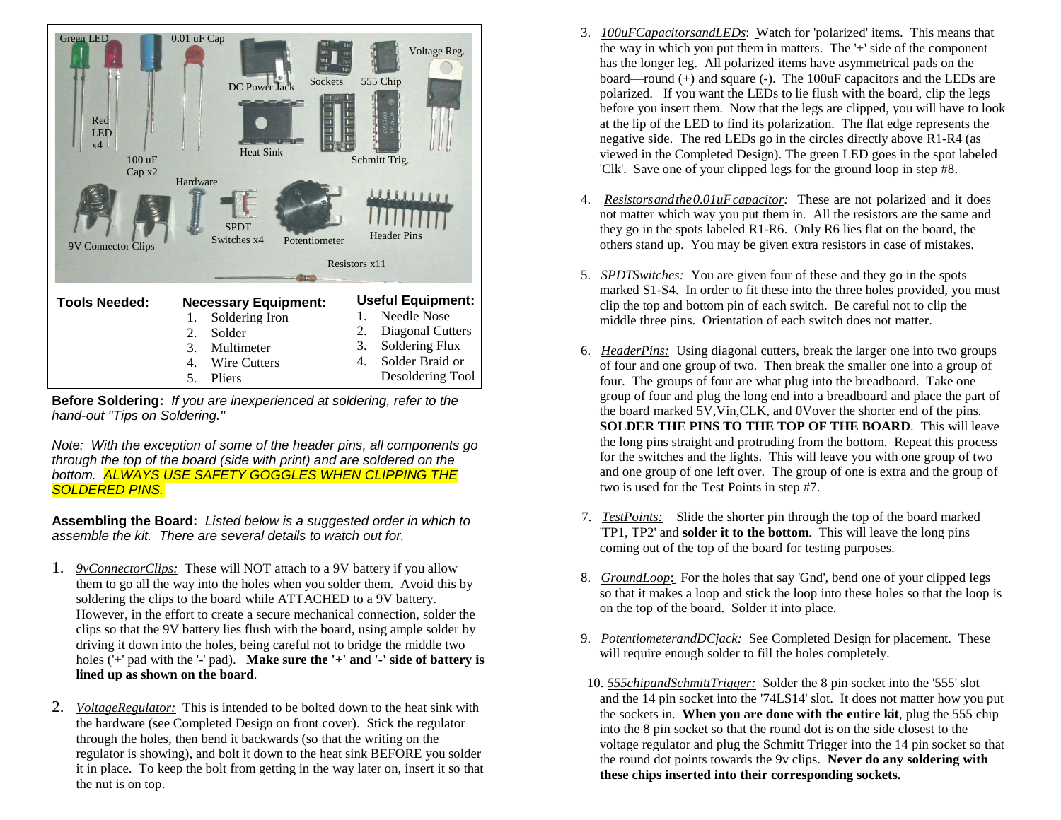Green LED

0.01 uF Cap

Voltage Reg.

DC Power Jack

Sockets

555 Chip

Red LED x4

100 uF Cap x2

Heat Sink

Schmitt Trig.

Hardware

SPDT Switches x4

Potentiometer

Header Pins

9V Connector Clips

Resistors x11

**Tools Needed:**

**Necessary Equipment:**

1. Soldering Iron
2. Solder
3. Multimeter
4. Wire Cutters
5. Pliers

**Useful Equipment:**

1. Needle Nose
2. Diagonal Cutters
3. Soldering Flux
4. Solder Braid or Desoldering Tool

**Before Soldering:** *If you are inexperienced at soldering, refer to the hand-out "Tips on Soldering."*

*Note: With the exception of some of the header pins, all components go through the top of the board (side with print) and are soldered on the bottom. ALWAYS USE SAFETY GOGGLES WHEN CLIPPING THE SOLDERED PINS.*

**Assembling the Board:** *Listed below is a suggested order in which to assemble the kit. There are several details to watch out for.*

1. *9vConnectorClips:* These will NOT attach to a 9V battery if you allow them to go all the way into the holes when you solder them. Avoid this by soldering the clips to the board while ATTACHED to a 9V battery. However, in the effort to create a secure mechanical connection, solder the clips so that the 9V battery lies flush with the board, using ample solder by driving it down into the holes, being careful not to bridge the middle two holes ('+' pad with the '-' pad). **Make sure the '+' and '-' side of battery is lined up as shown on the board**.

2. *VoltageRegulator:* This is intended to be bolted down to the heat sink with the hardware (see Completed Design on front cover). Stick the regulator through the holes, then bend it backwards (so that the writing on the regulator is showing), and bolt it down to the heat sink BEFORE you solder it in place. To keep the bolt from getting in the way later on, insert it so that the nut is on top.

3. *100uFCapacitorsandLEDs*: Watch for 'polarized' items. This means that the way in which you put them in matters. The '+' side of the component has the longer leg. All polarized items have asymmetrical pads on the board—round (+) and square (-). The 100uF capacitors and the LEDs are polarized. If you want the LEDs to lie flush with the board, clip the legs before you insert them. Now that the legs are clipped, you will have to look at the lip of the LED to find its polarization. The flat edge represents the negative side. The red LEDs go in the circles directly above R1-R4 (as viewed in the Completed Design). The green LED goes in the spot labeled 'Clk'. Save one of your clipped legs for the ground loop in step #8.

4. *Resistorsandthe0.01uFcapacitor:* These are not polarized and it does not matter which way you put them in. All the resistors are the same and they go in the spots labeled R1-R6. Only R6 lies flat on the board, the others stand up. You may be given extra resistors in case of mistakes.

5. *SPDTSwitches:* You are given four of these and they go in the spots marked S1-S4. In order to fit these into the three holes provided, you must clip the top and bottom pin of each switch. Be careful not to clip the middle three pins. Orientation of each switch does not matter.

6. *HeaderPins:* Using diagonal cutters, break the larger one into two groups of four and one group of two. Then break the smaller one into a group of four. The groups of four are what plug into the breadboard. Take one group of four and plug the long end into a breadboard and place the part of the board marked 5V,Vin,CLK, and 0Vover the shorter end of the pins. **SOLDER THE PINS TO THE TOP OF THE BOARD**. This will leave the long pins straight and protruding from the bottom. Repeat this process for the switches and the lights. This will leave you with one group of two and one group of one left over. The group of one is extra and the group of two is used for the Test Points in step #7.

7. *TestPoints:* Slide the shorter pin through the top of the board marked 'TP1, TP2' and **solder it to the bottom**. This will leave the long pins coming out of the top of the board for testing purposes.

8. *GroundLoop*: For the holes that say 'Gnd', bend one of your clipped legs so that it makes a loop and stick the loop into these holes so that the loop is on the top of the board. Solder it into place.

9. *PotentiometerandDCjack:* See Completed Design for placement. These will require enough solder to fill the holes completely.

10. *555chipandSchmittTrigger:* Solder the 8 pin socket into the '555' slot and the 14 pin socket into the '74LS14' slot. It does not matter how you put the sockets in. **When you are done with the entire kit**, plug the 555 chip into the 8 pin socket so that the round dot is on the side closest to the voltage regulator and plug the Schmitt Trigger into the 14 pin socket so that the round dot points towards the 9v clips. **Never do any soldering with these chips inserted into their corresponding sockets.**